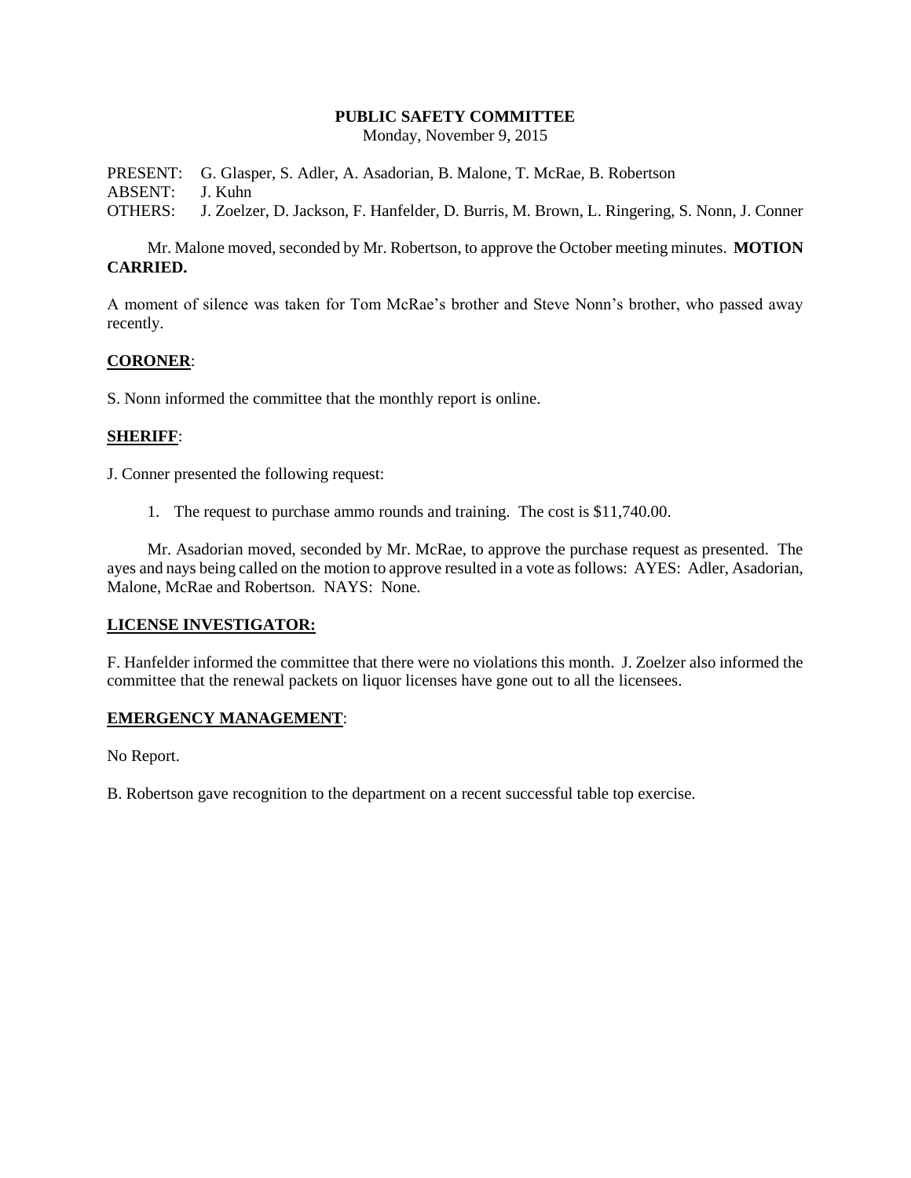# PUBLIC SAFETY COMMITTEE

Monday, November 9, 2015

PRESENT: G. Glasper, S. Adler, A. Asadorian, B. Malone, T. McRae, B. Robertson
ABSENT: J. Kuhn
OTHERS: J. Zoelzer, D. Jackson, F. Hanfelder, D. Burris, M. Brown, L. Ringering, S. Nonn, J. Conner

Mr. Malone moved, seconded by Mr. Robertson, to approve the October meeting minutes. **MOTION CARRIED.**

A moment of silence was taken for Tom McRae's brother and Steve Nonn's brother, who passed away recently.

## CORONER:

S. Nonn informed the committee that the monthly report is online.

## SHERIFF:

J. Conner presented the following request:

1. The request to purchase ammo rounds and training. The cost is $11,740.00.

Mr. Asadorian moved, seconded by Mr. McRae, to approve the purchase request as presented. The ayes and nays being called on the motion to approve resulted in a vote as follows: AYES: Adler, Asadorian, Malone, McRae and Robertson. NAYS: None.

## LICENSE INVESTIGATOR:

F. Hanfelder informed the committee that there were no violations this month. J. Zoelzer also informed the committee that the renewal packets on liquor licenses have gone out to all the licensees.

## EMERGENCY MANAGEMENT:

No Report.

B. Robertson gave recognition to the department on a recent successful table top exercise.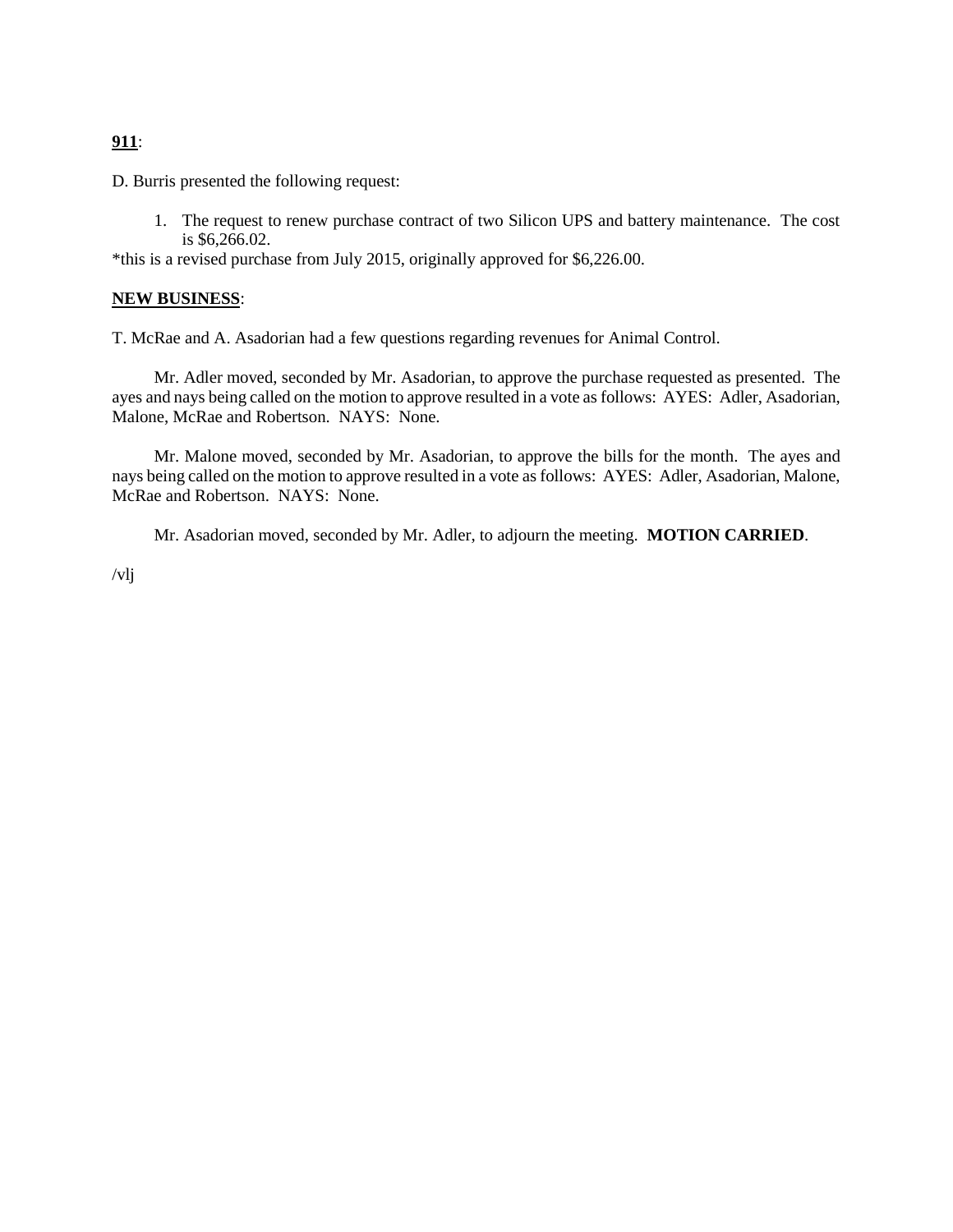**911**:

D. Burris presented the following request:

1. The request to renew purchase contract of two Silicon UPS and battery maintenance. The cost is $6,266.02.

*this is a revised purchase from July 2015, originally approved for $6,226.00.

**NEW BUSINESS**:

T. McRae and A. Asadorian had a few questions regarding revenues for Animal Control.

Mr. Adler moved, seconded by Mr. Asadorian, to approve the purchase requested as presented. The ayes and nays being called on the motion to approve resulted in a vote as follows: AYES: Adler, Asadorian, Malone, McRae and Robertson. NAYS: None.

Mr. Malone moved, seconded by Mr. Asadorian, to approve the bills for the month. The ayes and nays being called on the motion to approve resulted in a vote as follows: AYES: Adler, Asadorian, Malone, McRae and Robertson. NAYS: None.

Mr. Asadorian moved, seconded by Mr. Adler, to adjourn the meeting. **MOTION CARRIED**.

/vlj